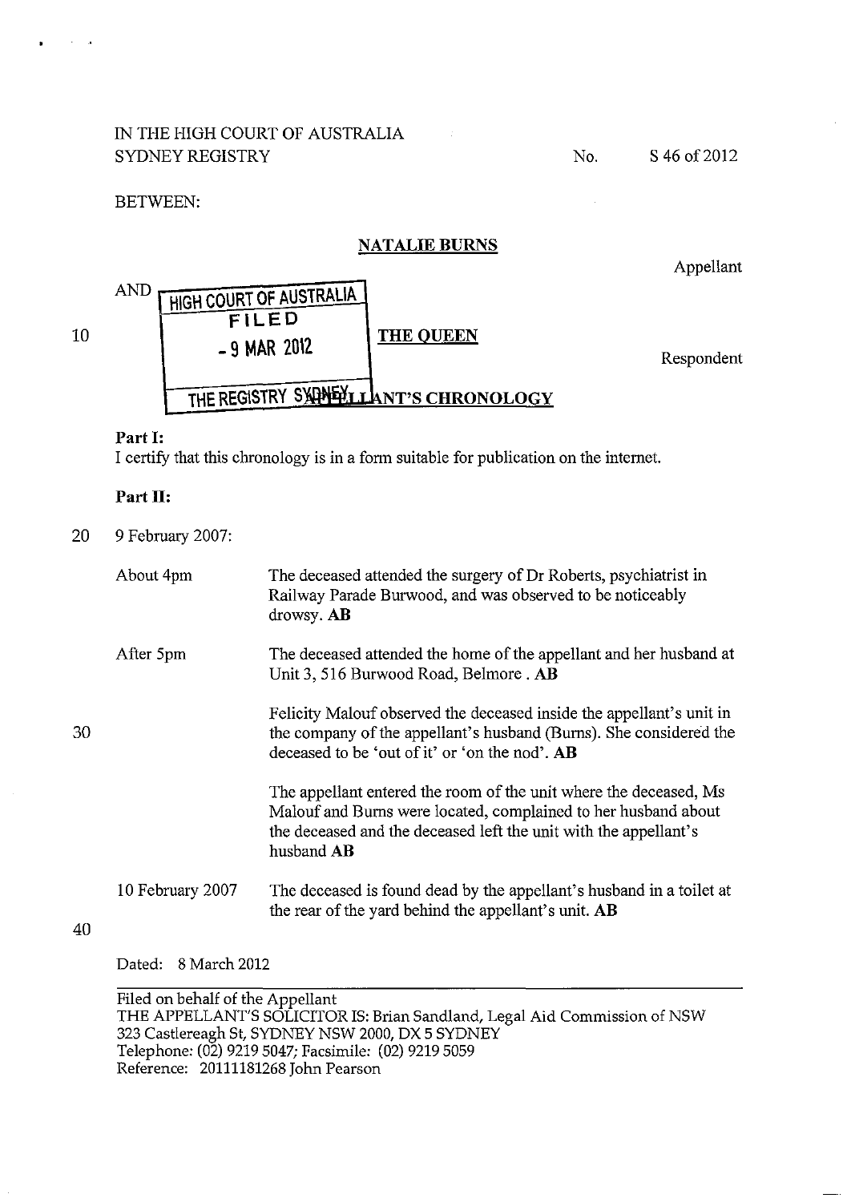IN THE HIGH COURT OF AUSTRALIA
SYDNEY REGISTRY

No. S 46 of 2012

BETWEEN:

**NATALIE BURNS**

Appellant

AND

HIGH COURT OF AUSTRALIA
FILED
- 9 MAR 2012
THE REGISTRY SYDNEY

**THE QUEEN**

Respondent

**APPELLANT'S CHRONOLOGY**

**Part I:**

I certify that this chronology is in a form suitable for publication on the internet.

**Part II:**

9 February 2007:

| | |
|---|---|
| About 4pm | The deceased attended the surgery of Dr Roberts, psychiatrist in Railway Parade Burwood, and was observed to be noticeably drowsy. **AB** |
| After 5pm | The deceased attended the home of the appellant and her husband at Unit 3, 516 Burwood Road, Belmore . **AB** |
| | Felicity Malouf observed the deceased inside the appellant's unit in the company of the appellant's husband (Burns). She considered the deceased to be 'out of it' or 'on the nod'. **AB** |
| | The appellant entered the room of the unit where the deceased, Ms Malouf and Burns were located, complained to her husband about the deceased and the deceased left the unit with the appellant's husband **AB** |
| 10 February 2007 | The deceased is found dead by the appellant's husband in a toilet at the rear of the yard behind the appellant's unit. **AB** |

Dated: 8 March 2012

Filed on behalf of the Appellant
THE APPELLANT'S SOLICITOR IS: Brian Sandland, Legal Aid Commission of NSW
323 Castlereagh St, SYDNEY NSW 2000, DX 5 SYDNEY
Telephone: (02) 9219 5047; Facsimile: (02) 9219 5059
Reference: 20111181268 John Pearson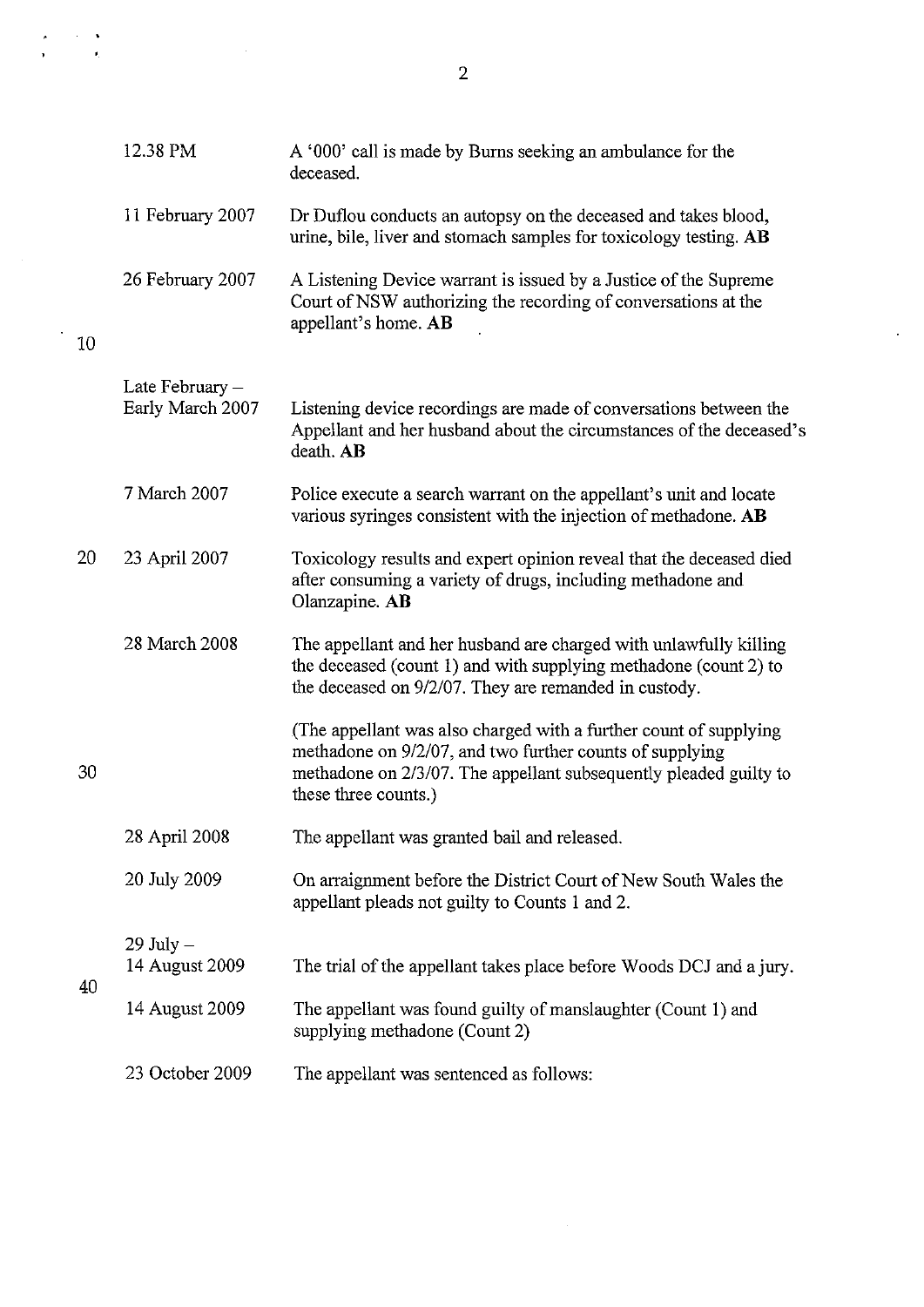| | |
|---|---|
| 12.38 PM | A '000' call is made by Burns seeking an ambulance for the deceased. |
| 11 February 2007 | Dr Duflou conducts an autopsy on the deceased and takes blood, urine, bile, liver and stomach samples for toxicology testing. **AB** |
| 26 February 2007 | A Listening Device warrant is issued by a Justice of the Supreme Court of NSW authorizing the recording of conversations at the appellant's home. **AB** |
| Late February – Early March 2007 | Listening device recordings are made of conversations between the Appellant and her husband about the circumstances of the deceased's death. **AB** |
| 7 March 2007 | Police execute a search warrant on the appellant's unit and locate various syringes consistent with the injection of methadone. **AB** |
| 23 April 2007 | Toxicology results and expert opinion reveal that the deceased died after consuming a variety of drugs, including methadone and Olanzapine. **AB** |
| 28 March 2008 | The appellant and her husband are charged with unlawfully killing the deceased (count 1) and with supplying methadone (count 2) to the deceased on 9/2/07. They are remanded in custody.<br><br>(The appellant was also charged with a further count of supplying methadone on 9/2/07, and two further counts of supplying methadone on 2/3/07. The appellant subsequently pleaded guilty to these three counts.) |
| 28 April 2008 | The appellant was granted bail and released. |
| 20 July 2009 | On arraignment before the District Court of New South Wales the appellant pleads not guilty to Counts 1 and 2. |
| 29 July – 14 August 2009 | The trial of the appellant takes place before Woods DCJ and a jury. |
| 14 August 2009 | The appellant was found guilty of manslaughter (Count 1) and supplying methadone (Count 2) |
| 23 October 2009 | The appellant was sentenced as follows: |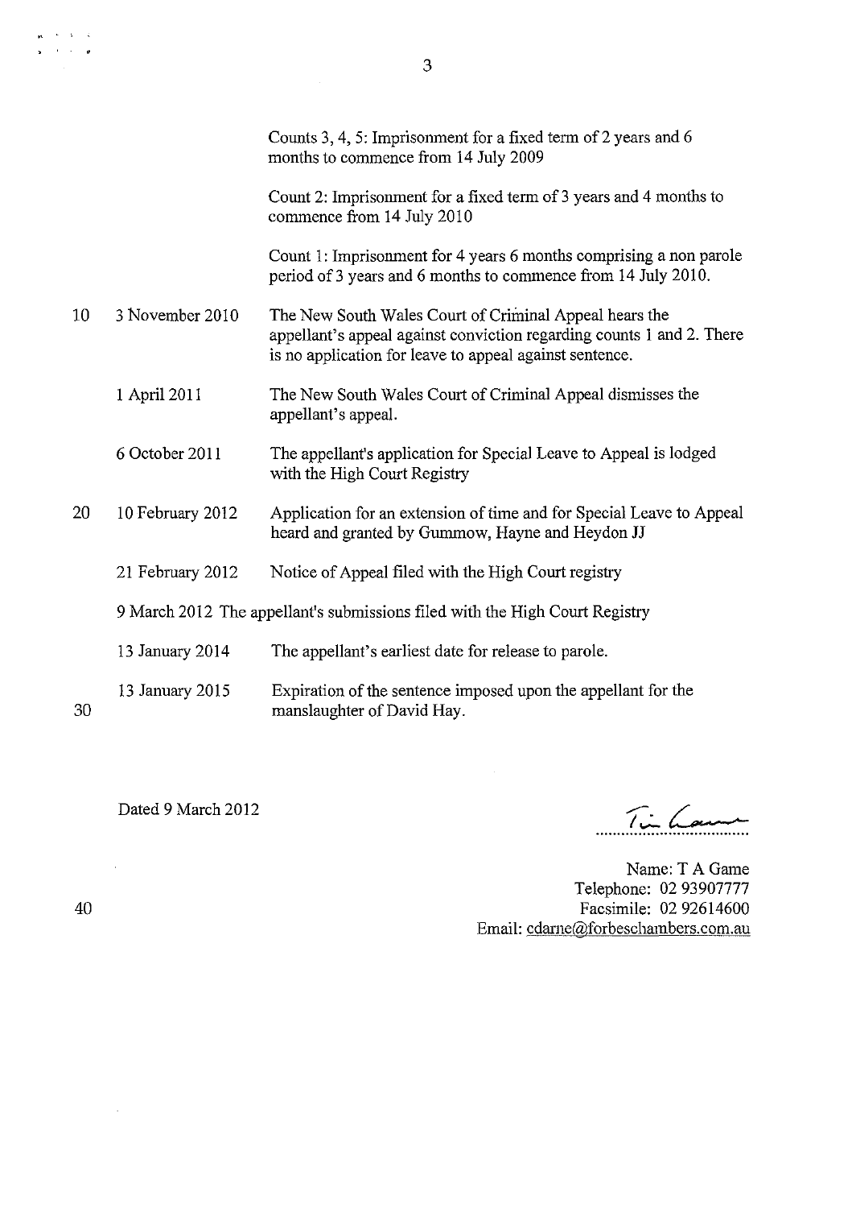| | |
|---|---|
| | Counts 3, 4, 5: Imprisonment for a fixed term of 2 years and 6 months to commence from 14 July 2009 |
| | Count 2: Imprisonment for a fixed term of 3 years and 4 months to commence from 14 July 2010 |
| | Count 1: Imprisonment for 4 years 6 months comprising a non parole period of 3 years and 6 months to commence from 14 July 2010. |
| 3 November 2010 | The New South Wales Court of Criminal Appeal hears the appellant's appeal against conviction regarding counts 1 and 2. There is no application for leave to appeal against sentence. |
| 1 April 2011 | The New South Wales Court of Criminal Appeal dismisses the appellant's appeal. |
| 6 October 2011 | The appellant's application for Special Leave to Appeal is lodged with the High Court Registry |
| 10 February 2012 | Application for an extension of time and for Special Leave to Appeal heard and granted by Gummow, Hayne and Heydon JJ |
| 21 February 2012 | Notice of Appeal filed with the High Court registry |

9 March 2012 The appellant's submissions filed with the High Court Registry

| | |
|---|---|
| 13 January 2014 | The appellant's earliest date for release to parole. |
| 13 January 2015 | Expiration of the sentence imposed upon the appellant for the manslaughter of David Hay. |

Dated 9 March 2012

Name: T A Game
Telephone: 02 93907777
Facsimile: 02 92614600
Email: cdarne@forbeschambers.com.au